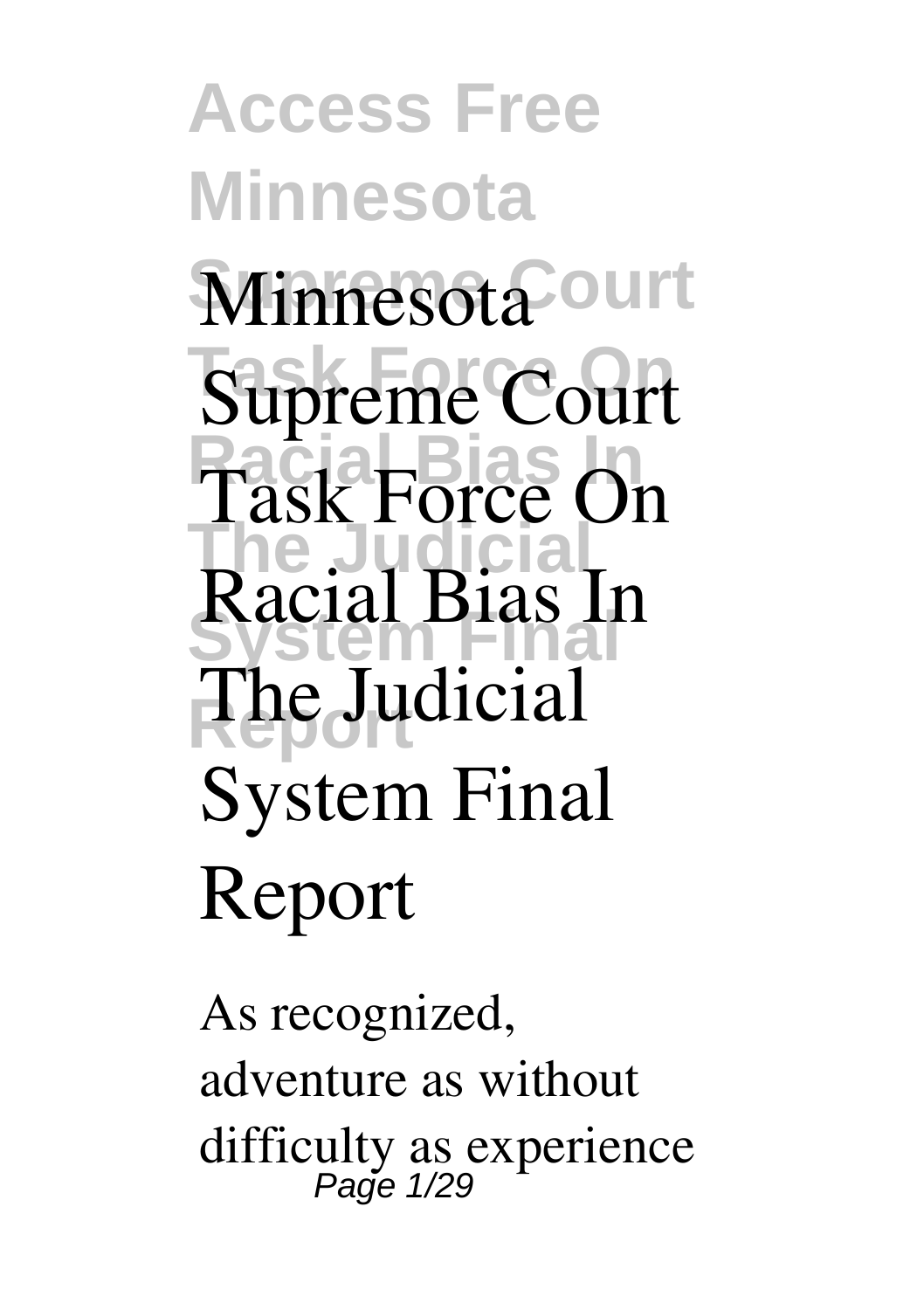# Minnesota Supreme Court Task Force On Racial Bias In The Judicial System Final Report

As recognized, adventure as without difficulty as experience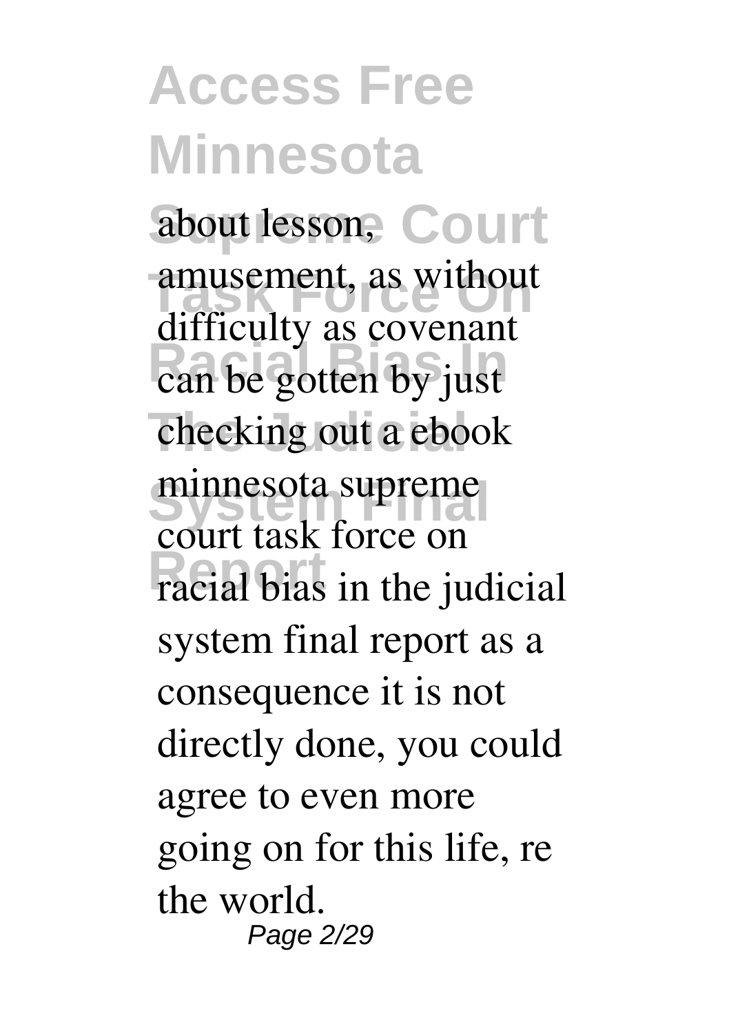about lesson, amusement, as without difficulty as covenant can be gotten by just checking out a ebook **minnesota supreme court task force on racial bias in the judicial system final report** as a consequence it is not directly done, you could agree to even more going on for this life, re the world.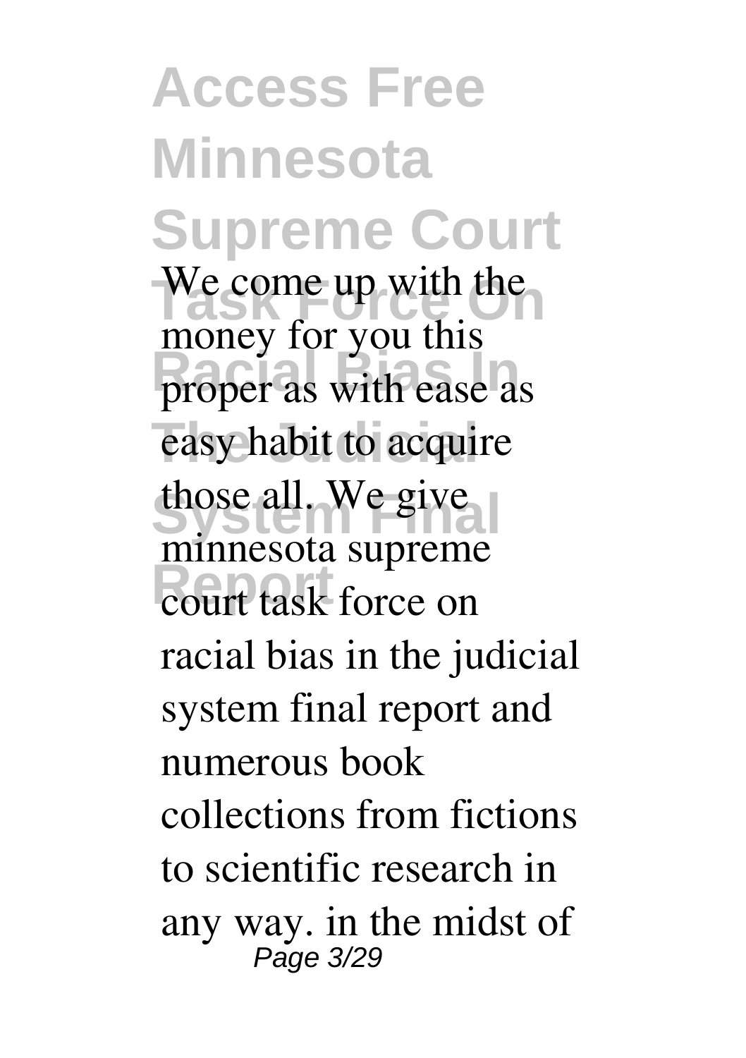We come up with the money for you this proper as with ease as easy habit to acquire those all. We give minnesota supreme court task force on racial bias in the judicial system final report and numerous book collections from fictions to scientific research in any way. in the midst of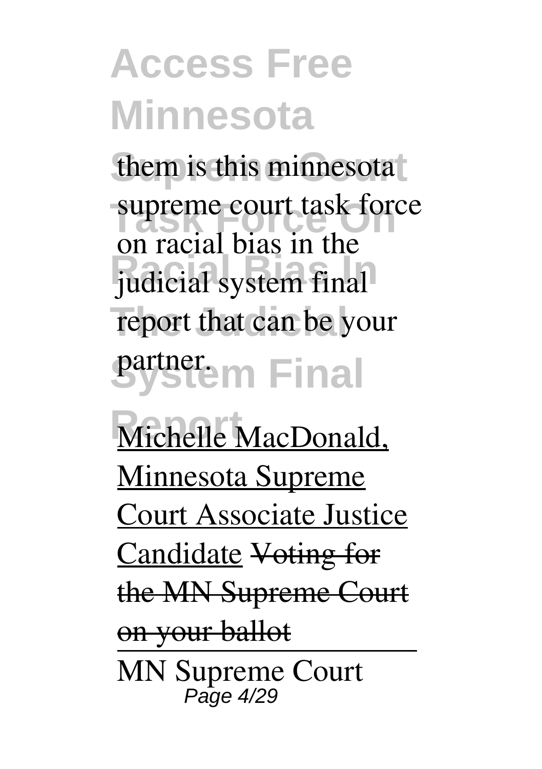them is this minnesota supreme court task force on racial bias in the judicial system final report that can be your partner.

Michelle MacDonald, Minnesota Supreme Court Associate Justice Candidate ~~Voting for the MN Supreme Court on your ballot~~

MN Supreme Court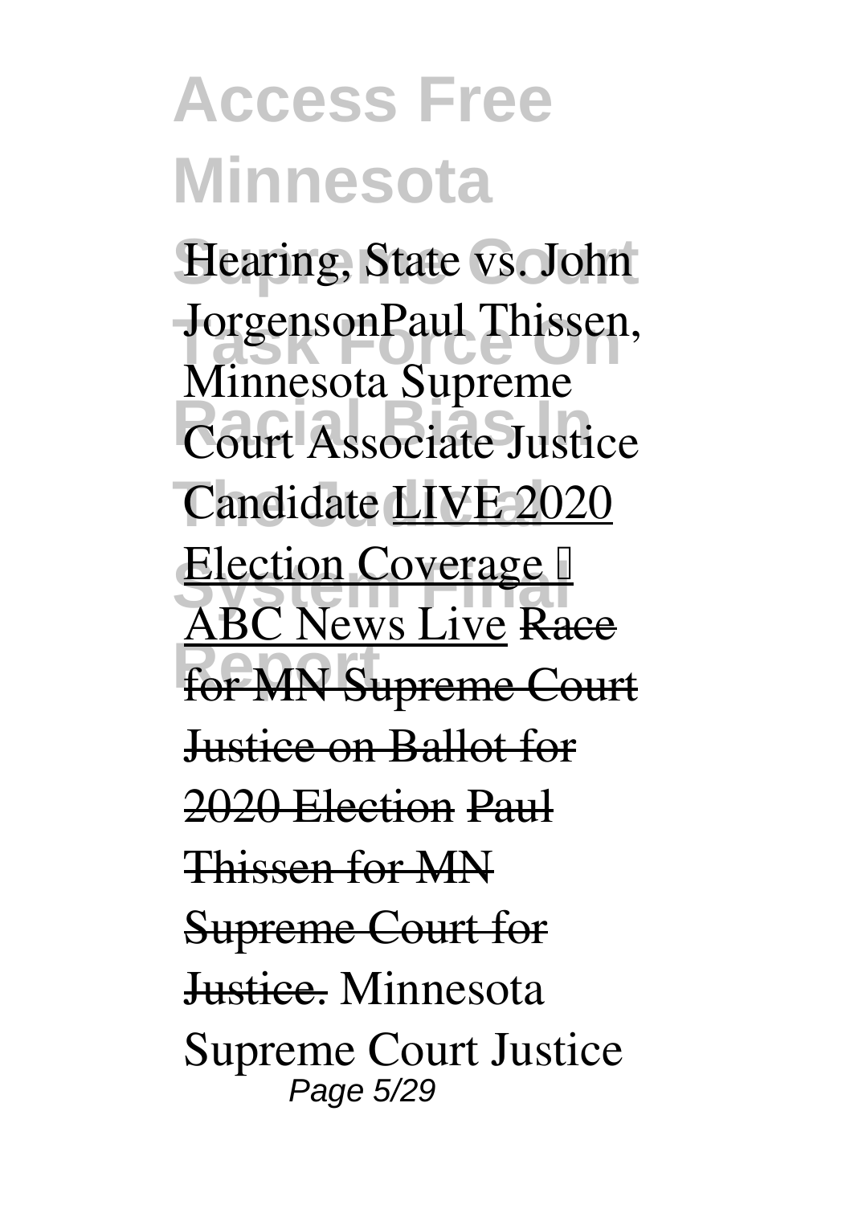Hearing, State vs. John Jorgenson**Paul Thissen, Minnesota Supreme Court Associate Justice Candidate** LIVE 2020 Election Coverage | ABC News Live ~~Race for MN Supreme Court Justice on Ballot for 2020 Election~~ ~~Paul Thissen for MN Supreme Court for Justice.~~ **Minnesota Supreme Court Justice**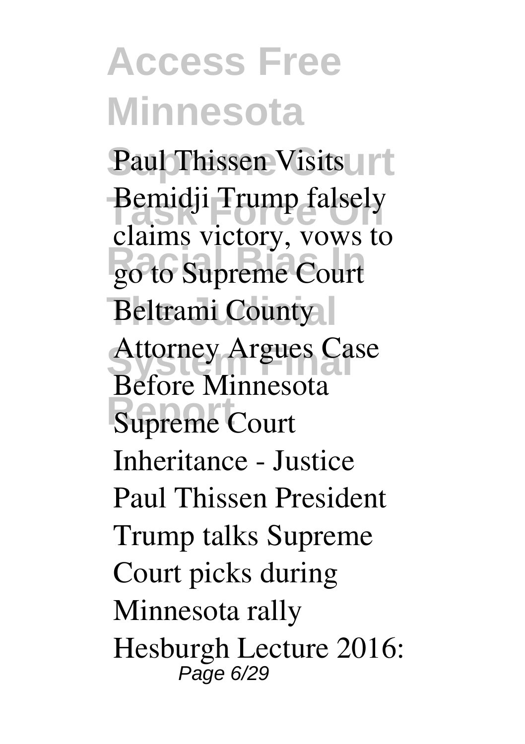**Paul Thissen Visits Bemidji** **Trump falsely claims victory, vows to go to Supreme Court** **Beltrami County Attorney Argues Case Before Minnesota Supreme Court** Inheritance - Justice Paul Thissen President Trump talks Supreme Court picks during Minnesota rally Hesburgh Lecture 2016: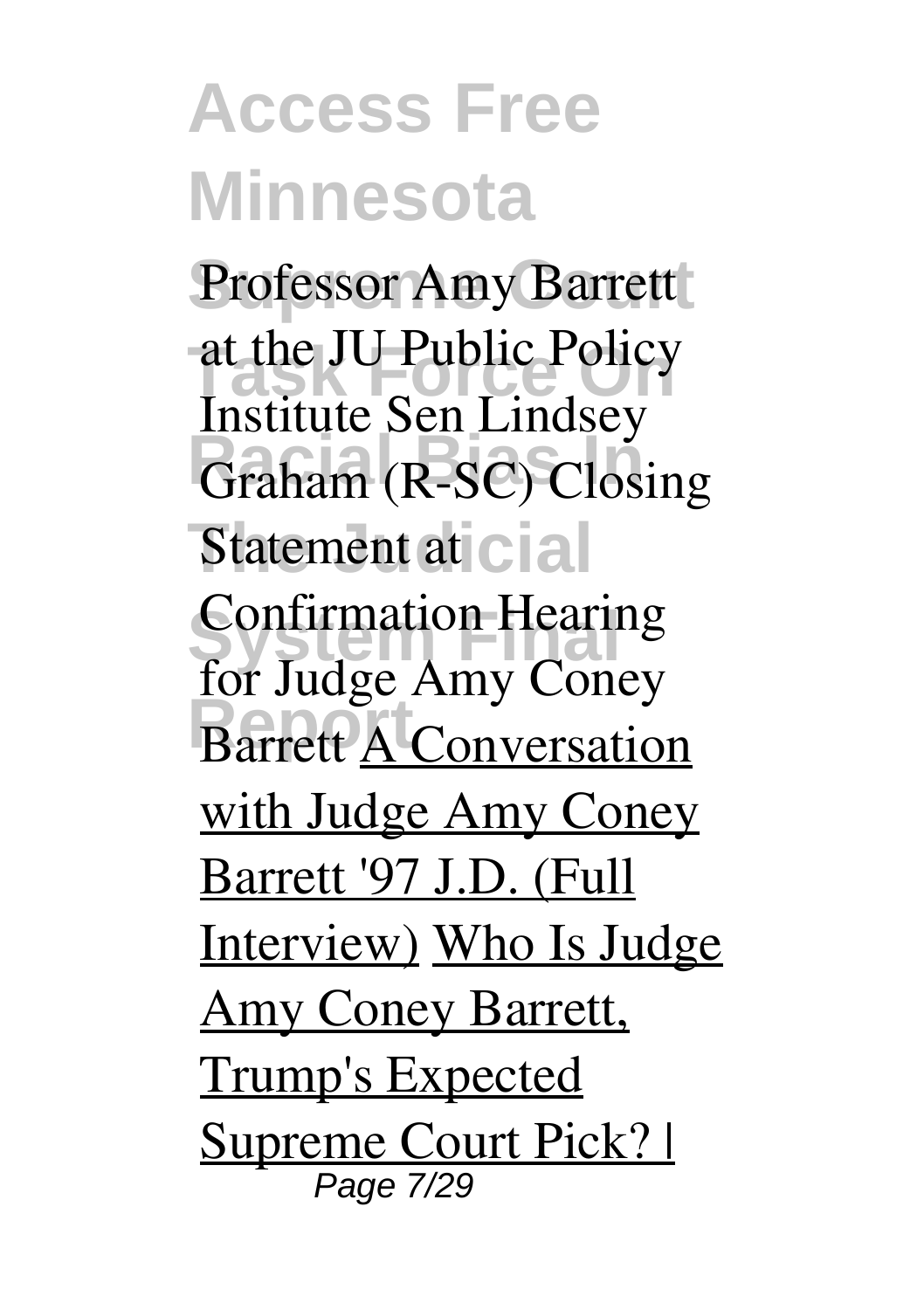**Professor Amy Barrett at the JU Public Policy Institute** **Sen Lindsey Graham (R-SC) Closing Statement at Confirmation Hearing for Judge Amy Coney Barrett** A Conversation with Judge Amy Coney Barrett '97 J.D. (Full Interview) Who Is Judge Amy Coney Barrett, Trump's Expected Supreme Court Pick? |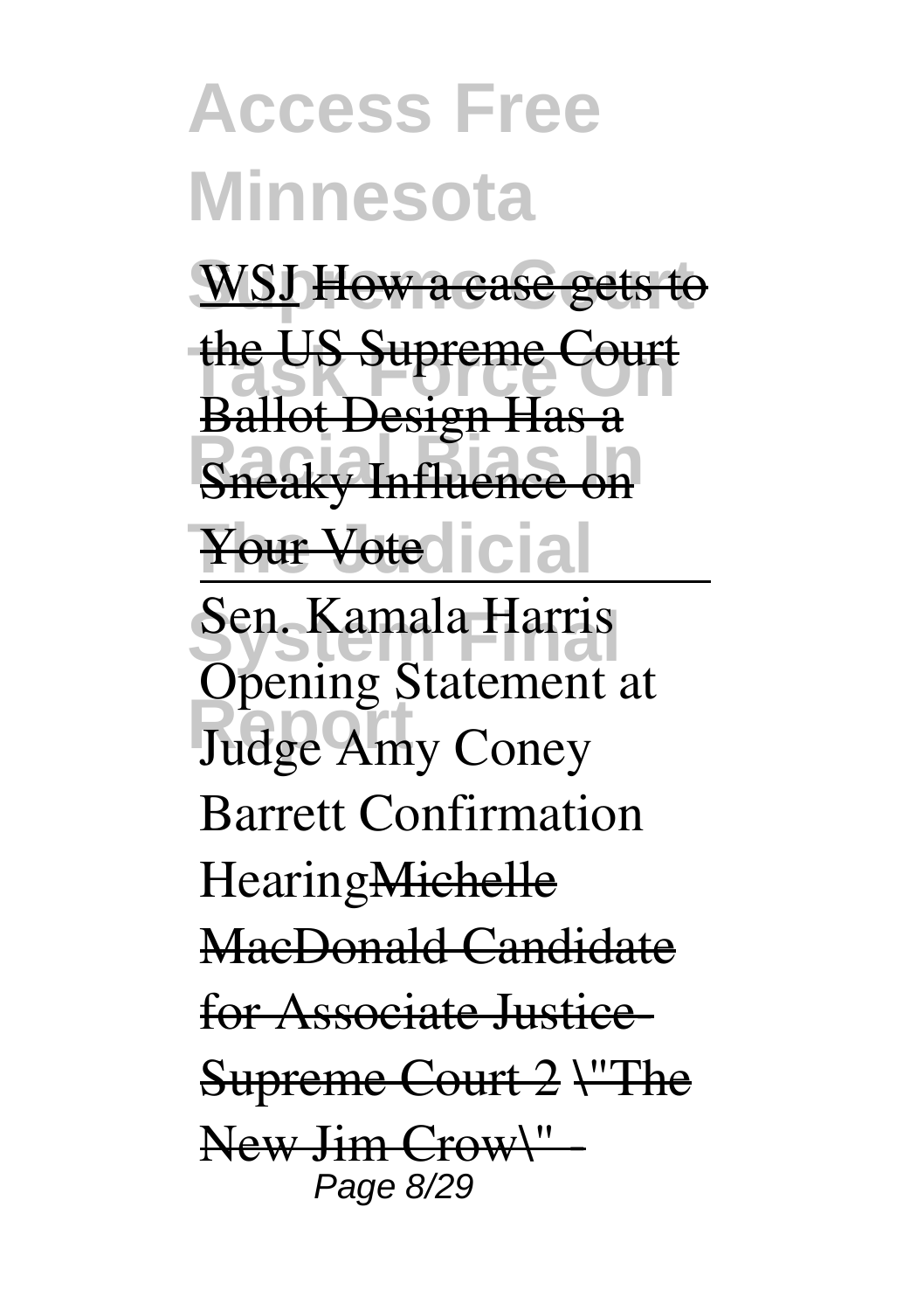WSJ How a case gets to the US Supreme Court Ballot Design Has a Sneaky Influence on Your Vote

Sen. Kamala Harris Opening Statement at Judge Amy Coney Barrett Confirmation HearingMichelle MacDonald Candidate for Associate Justice-Supreme Court 2 \"The New Jim Crow\" -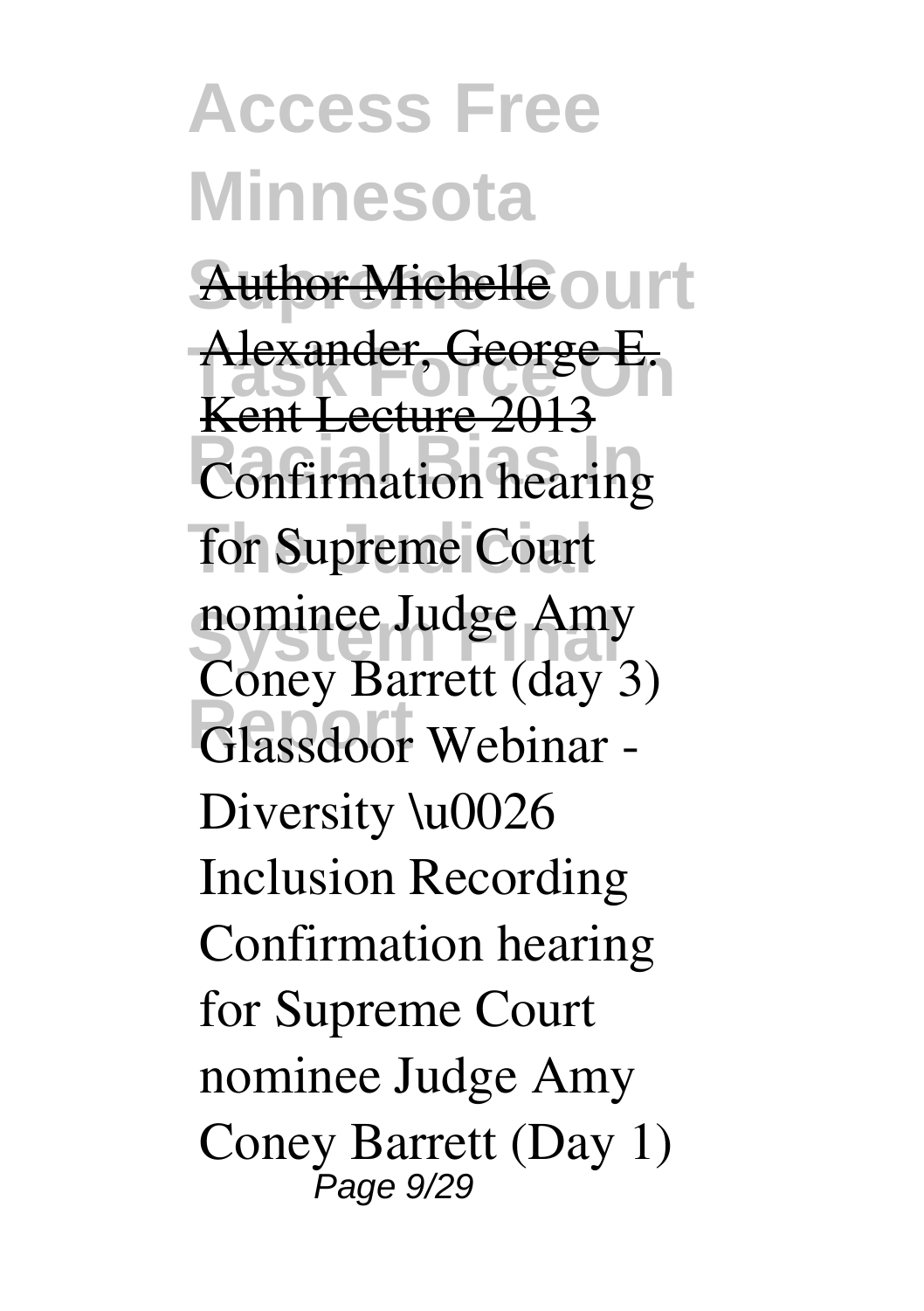Author Michelle Alexander, George E. Kent Lecture 2013

Confirmation hearing for Supreme Court nominee Judge Amy Coney Barrett (day 3)

Glassdoor Webinar - Diversity \u0026 Inclusion Recording

Confirmation hearing for Supreme Court nominee Judge Amy Coney Barrett (Day 1)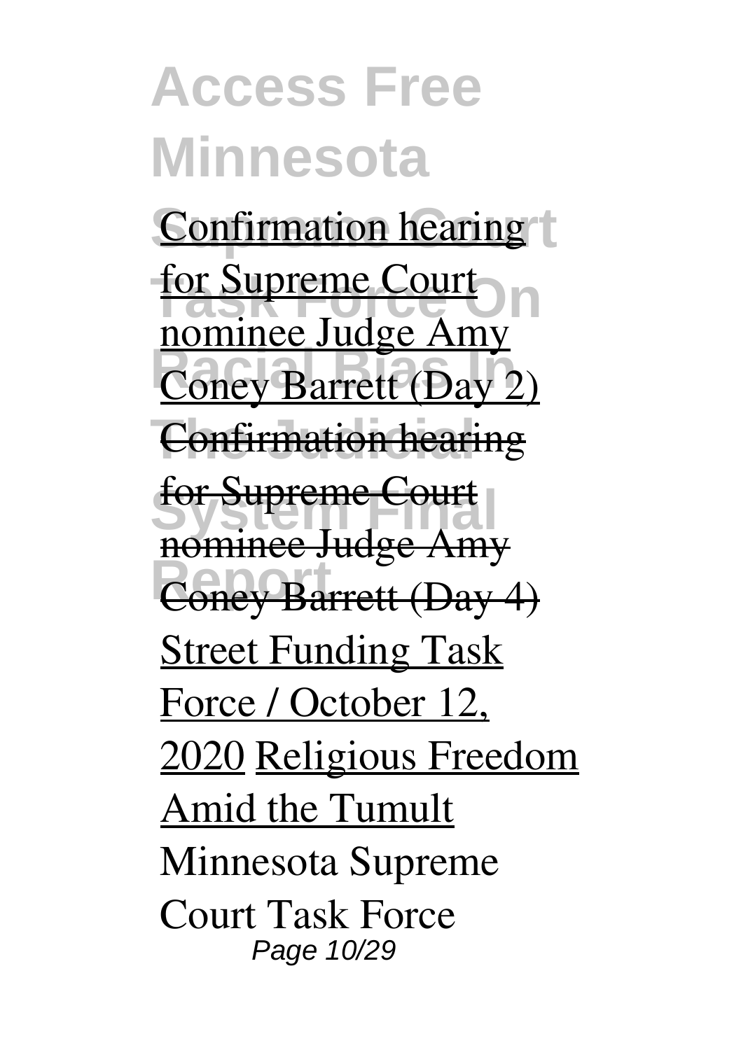Confirmation hearing for Supreme Court nominee Judge Amy Coney Barrett (Day 2) Confirmation hearing for Supreme Court nominee Judge Amy Coney Barrett (Day 4) Street Funding Task Force / October 12, 2020 Religious Freedom Amid the Tumult Minnesota Supreme Court Task Force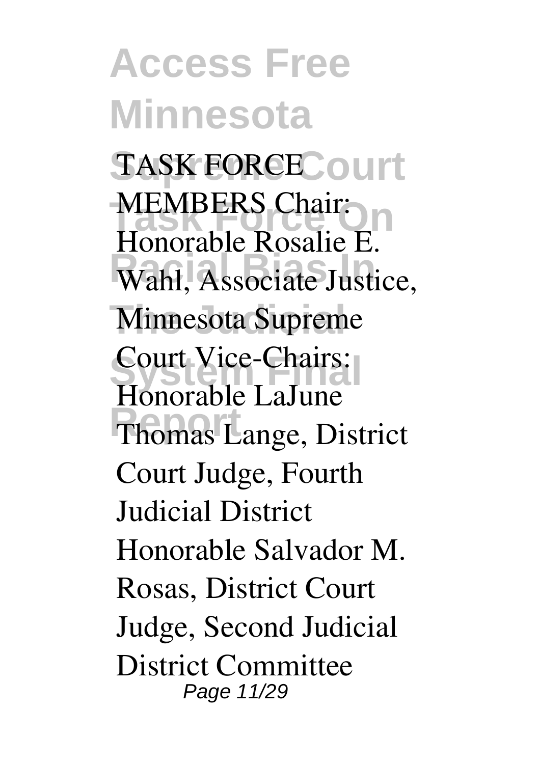TASK FORCE MEMBERS Chair: Honorable Rosalie E. Wahl, Associate Justice, Minnesota Supreme Court Vice-Chairs: Honorable LaJune Thomas Lange, District Court Judge, Fourth Judicial District Honorable Salvador M. Rosas, District Court Judge, Second Judicial District Committee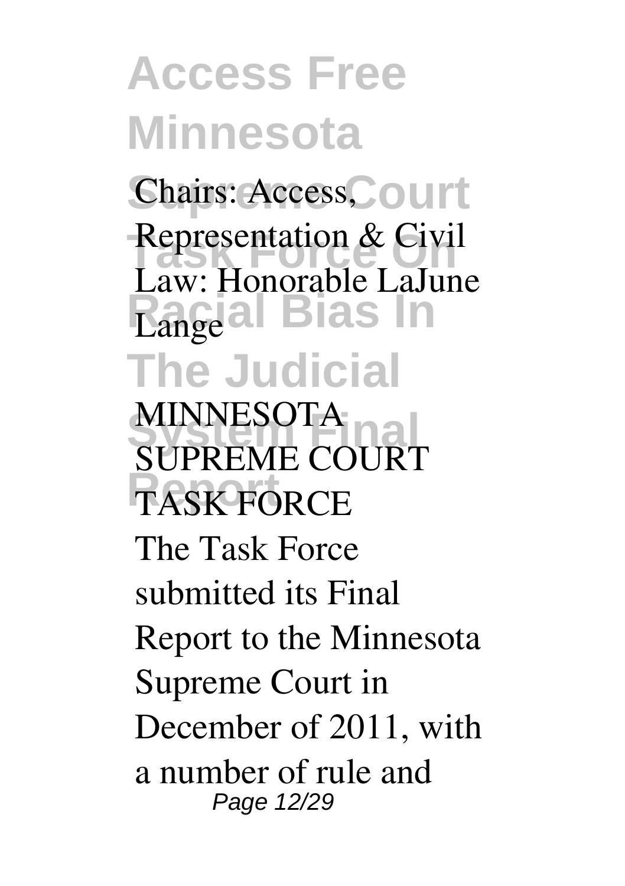Chairs: Access, Representation & Civil Law: Honorable LaJune Lange

**MINNESOTA SUPREME COURT TASK FORCE**

The Task Force submitted its Final Report to the Minnesota Supreme Court in December of 2011, with a number of rule and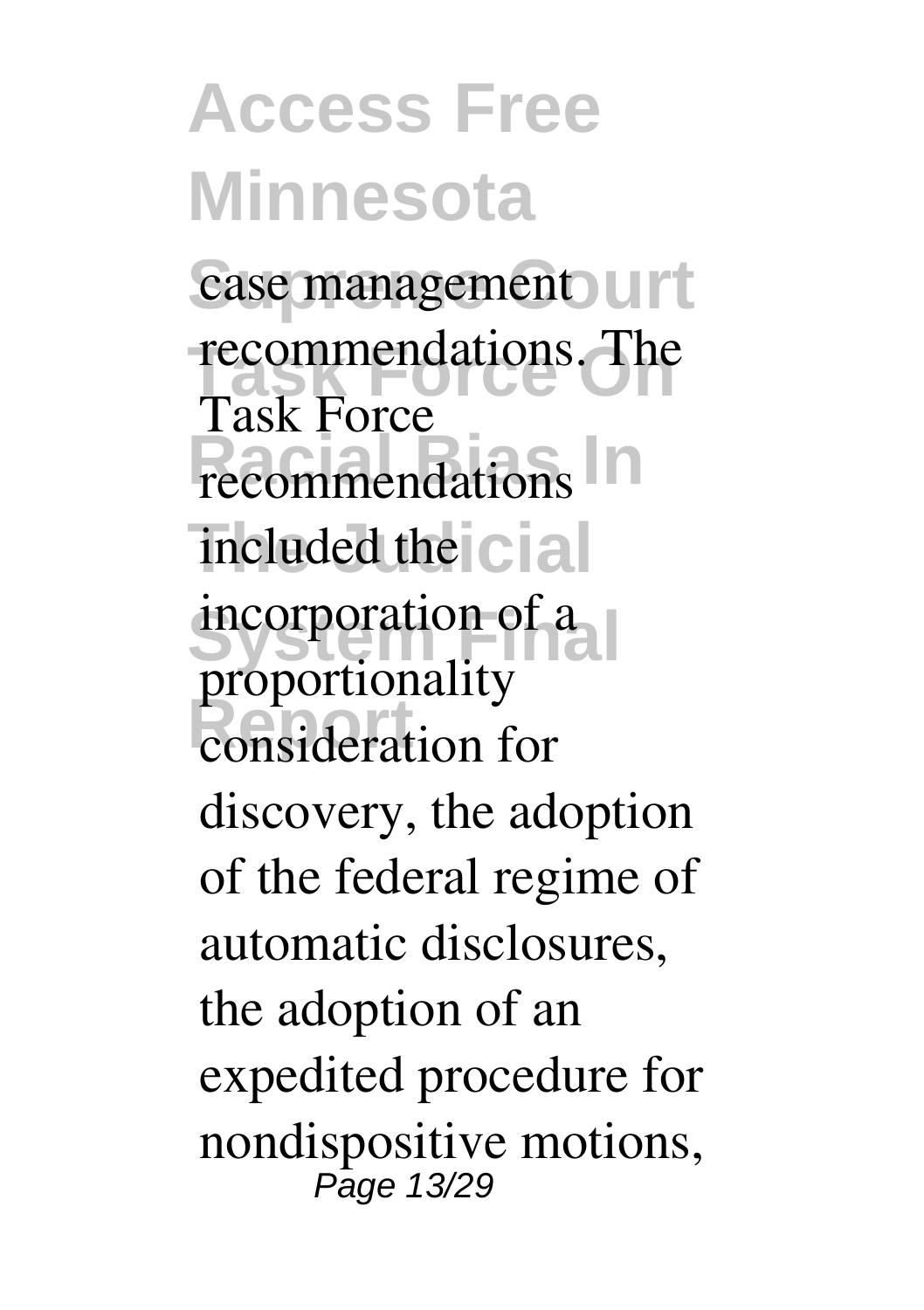case management recommendations. The Task Force recommendations included the incorporation of a proportionality consideration for discovery, the adoption of the federal regime of automatic disclosures, the adoption of an expedited procedure for nondispositive motions,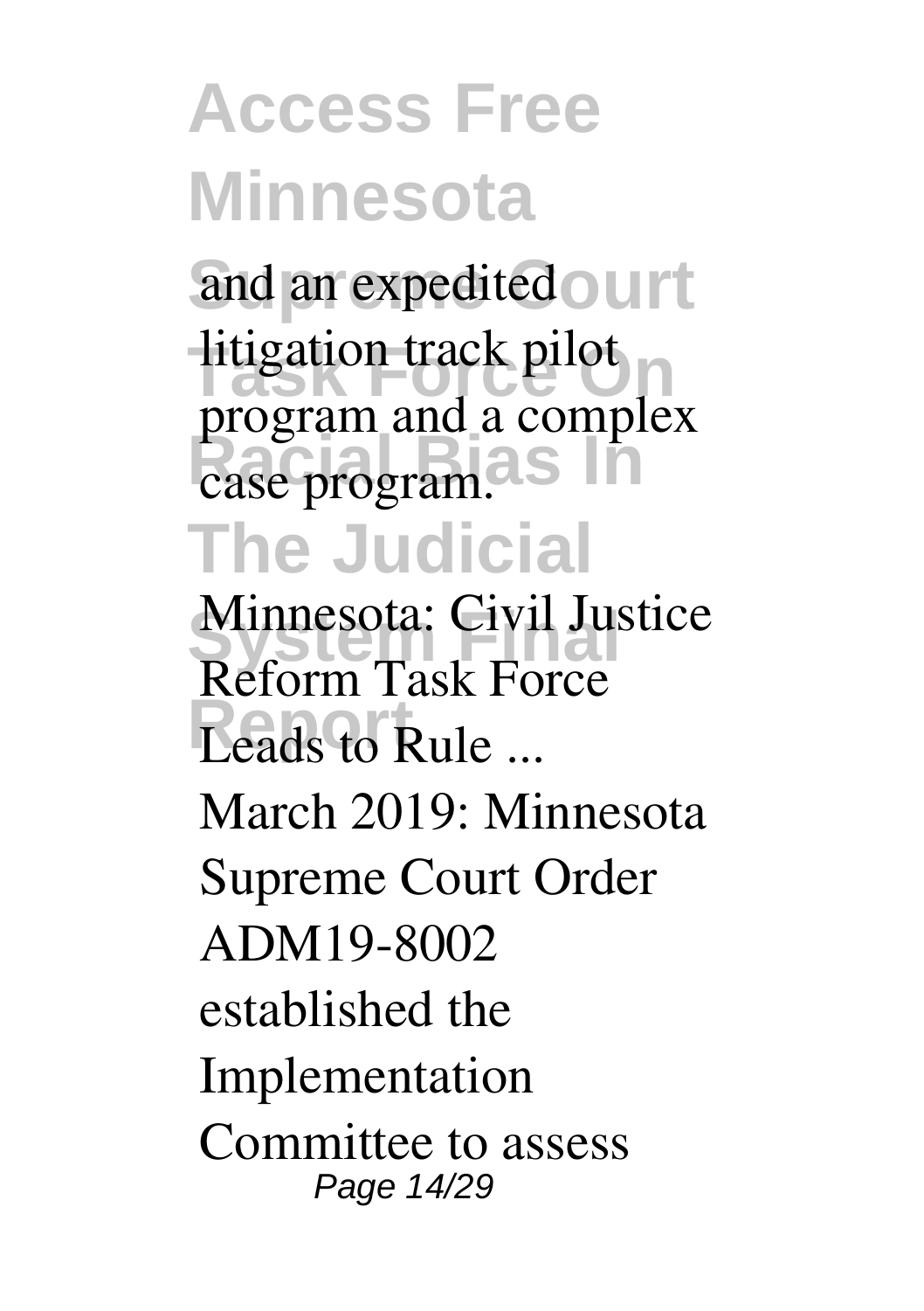and an expedited litigation track pilot program and a complex case program.

**Minnesota: Civil Justice Reform Task Force Leads to Rule ...**

March 2019: Minnesota Supreme Court Order ADM19-8002 established the Implementation Committee to assess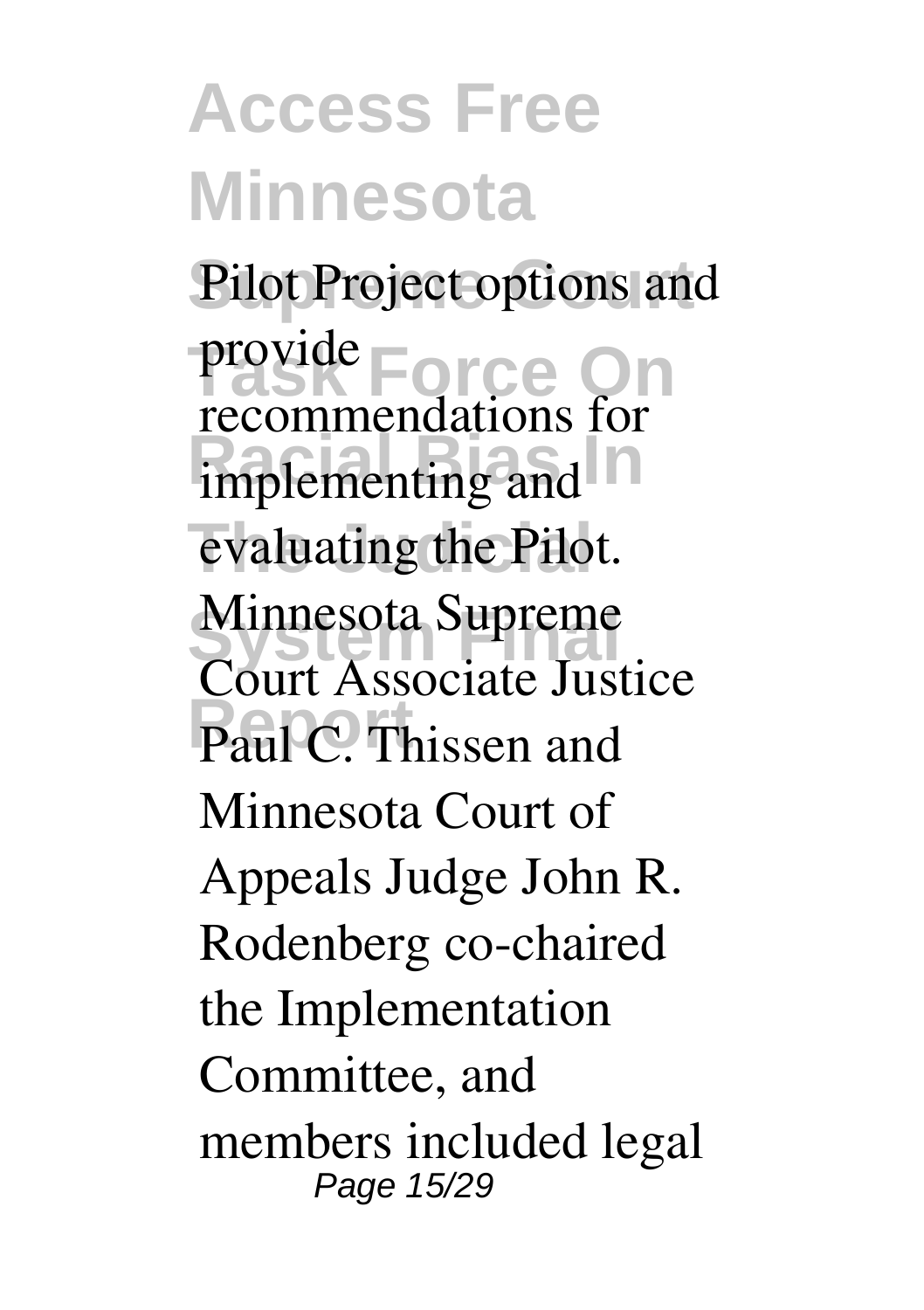Pilot Project options and provide recommendations for implementing and evaluating the Pilot. Minnesota Supreme Court Associate Justice Paul C. Thissen and Minnesota Court of Appeals Judge John R. Rodenberg co-chaired the Implementation Committee, and members included legal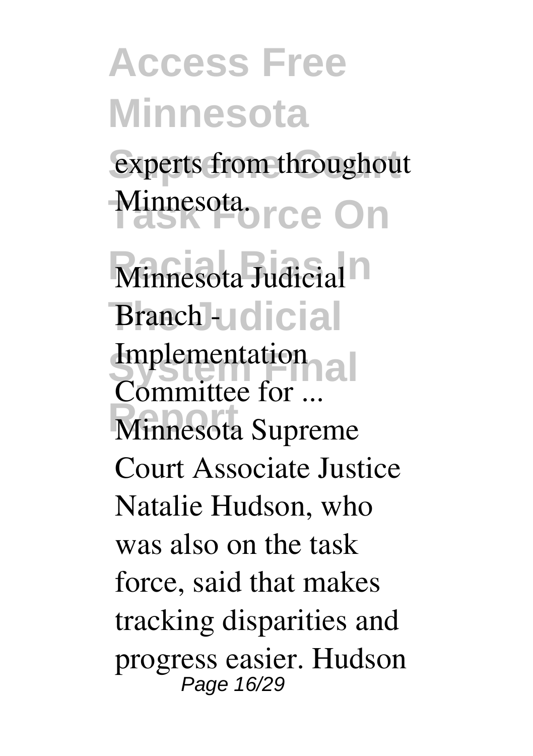experts from throughout Minnesota.

**Minnesota Judicial Branch - Implementation Committee for ...**

Minnesota Supreme Court Associate Justice Natalie Hudson, who was also on the task force, said that makes tracking disparities and progress easier. Hudson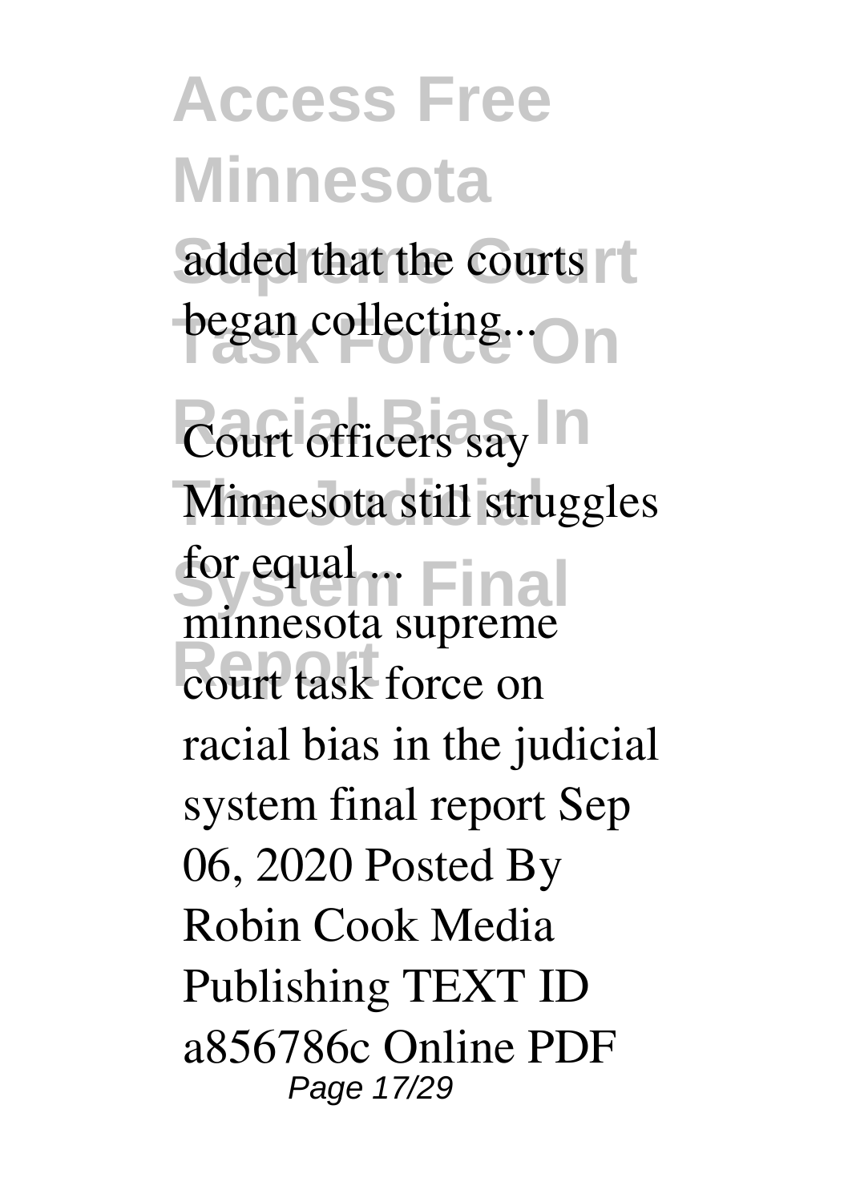added that the courts began collecting...

**Court officers say Minnesota still struggles for equal ...**

minnesota supreme court task force on racial bias in the judicial system final report Sep 06, 2020 Posted By Robin Cook Media Publishing TEXT ID a856786c Online PDF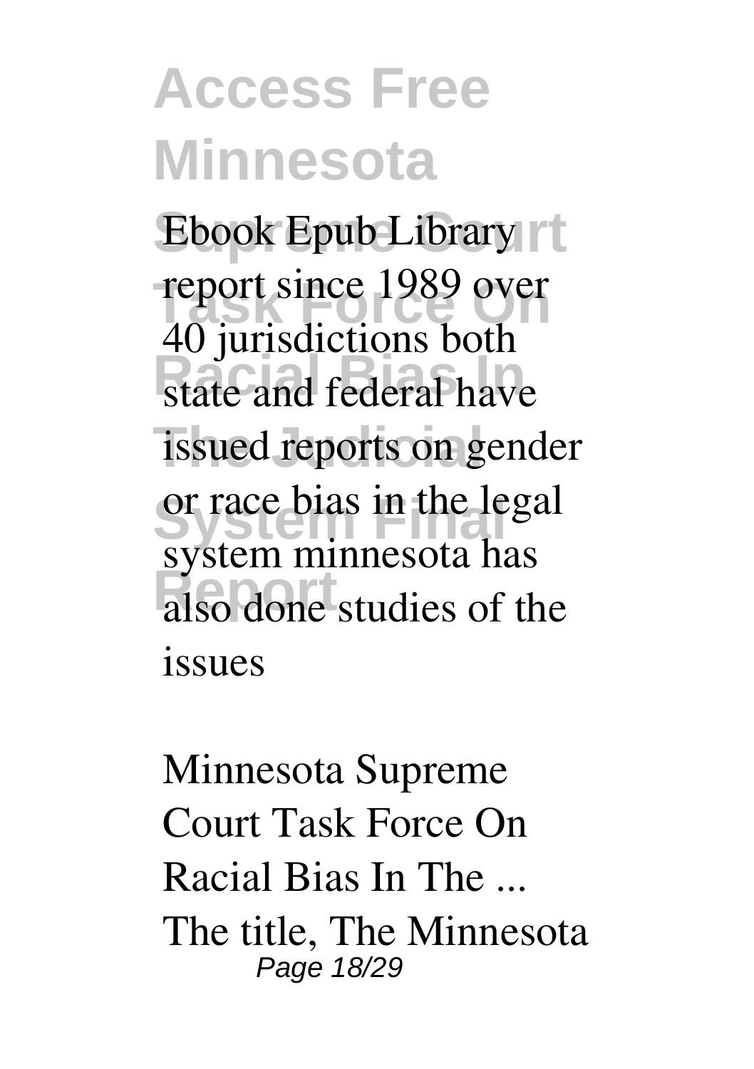Ebook Epub Library report since 1989 over 40 jurisdictions both state and federal have issued reports on gender or race bias in the legal system minnesota has also done studies of the issues

*Minnesota Supreme Court Task Force On Racial Bias In The ...*

The title, The Minnesota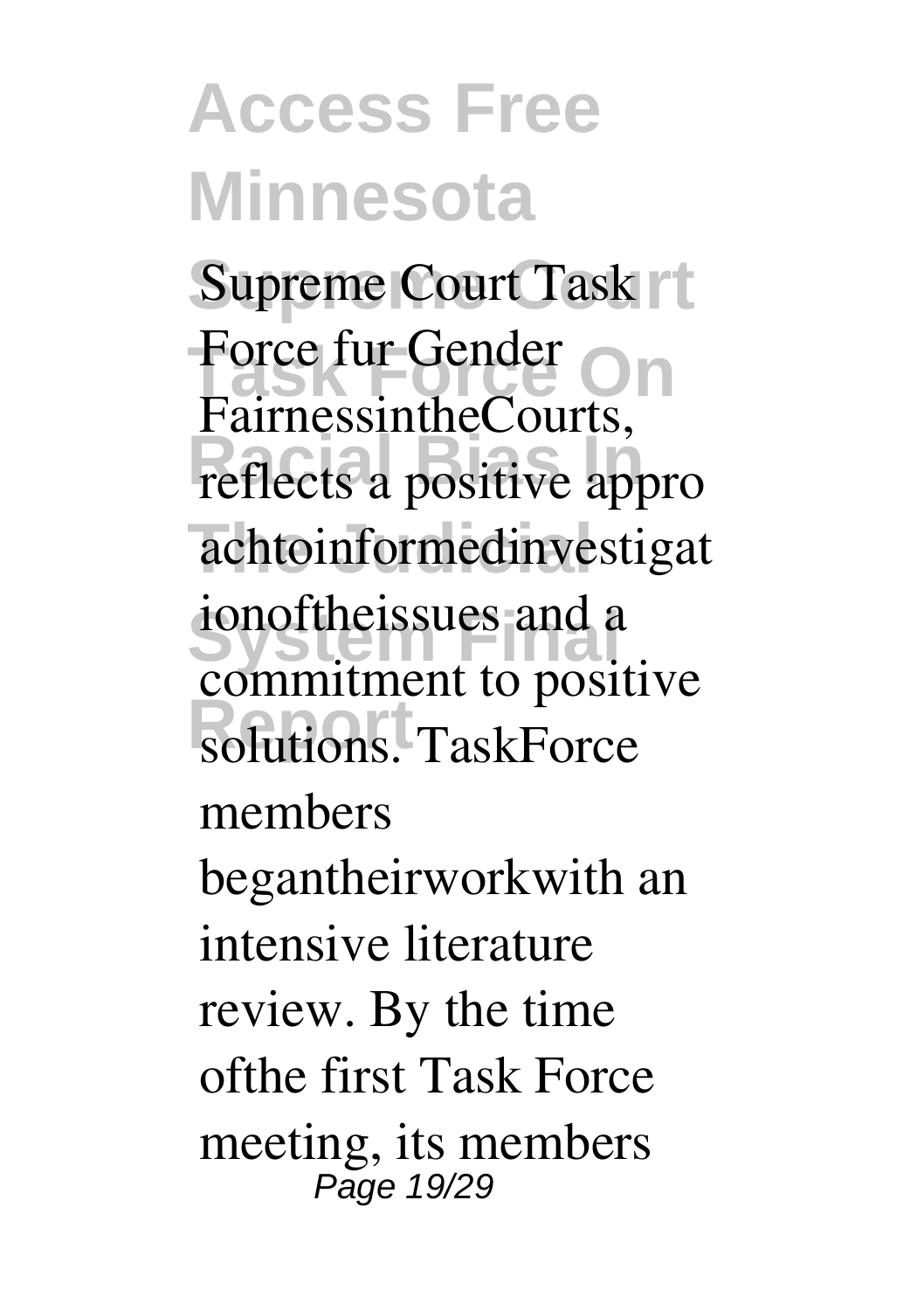Supreme Court Task Force fur Gender FairnessintheCourts, reflects a positive appro achtoinformedinvestigat ionoftheissues and a commitment to positive solutions. TaskForce members begantheirworkwith an intensive literature review. By the time ofthe first Task Force meeting, its members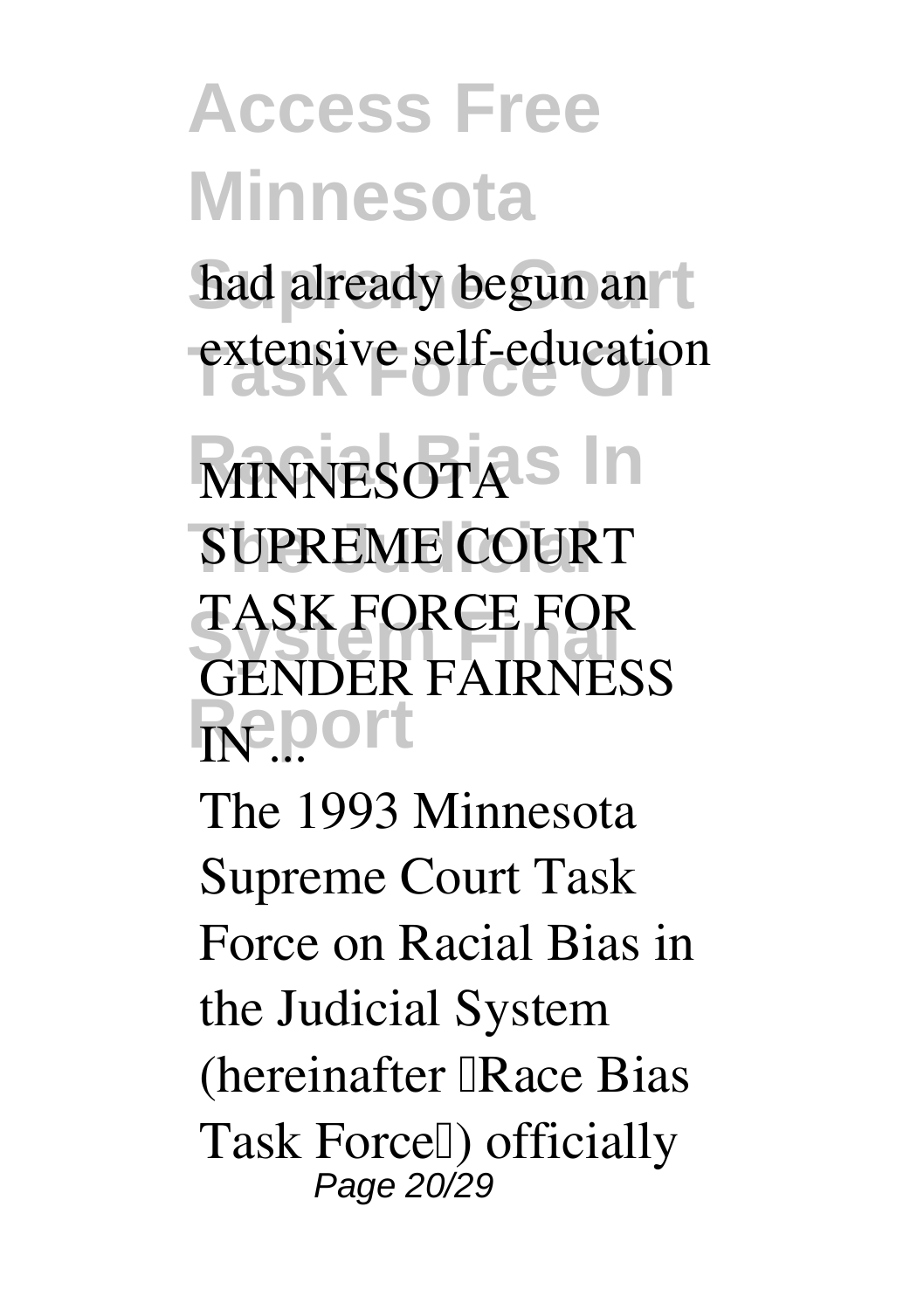had already begun an extensive self-education

**MINNESOTA SUPREME COURT TASK FORCE FOR GENDER FAIRNESS IN ...**

The 1993 Minnesota Supreme Court Task Force on Racial Bias in the Judicial System (hereinafter "Race Bias Task Force") officially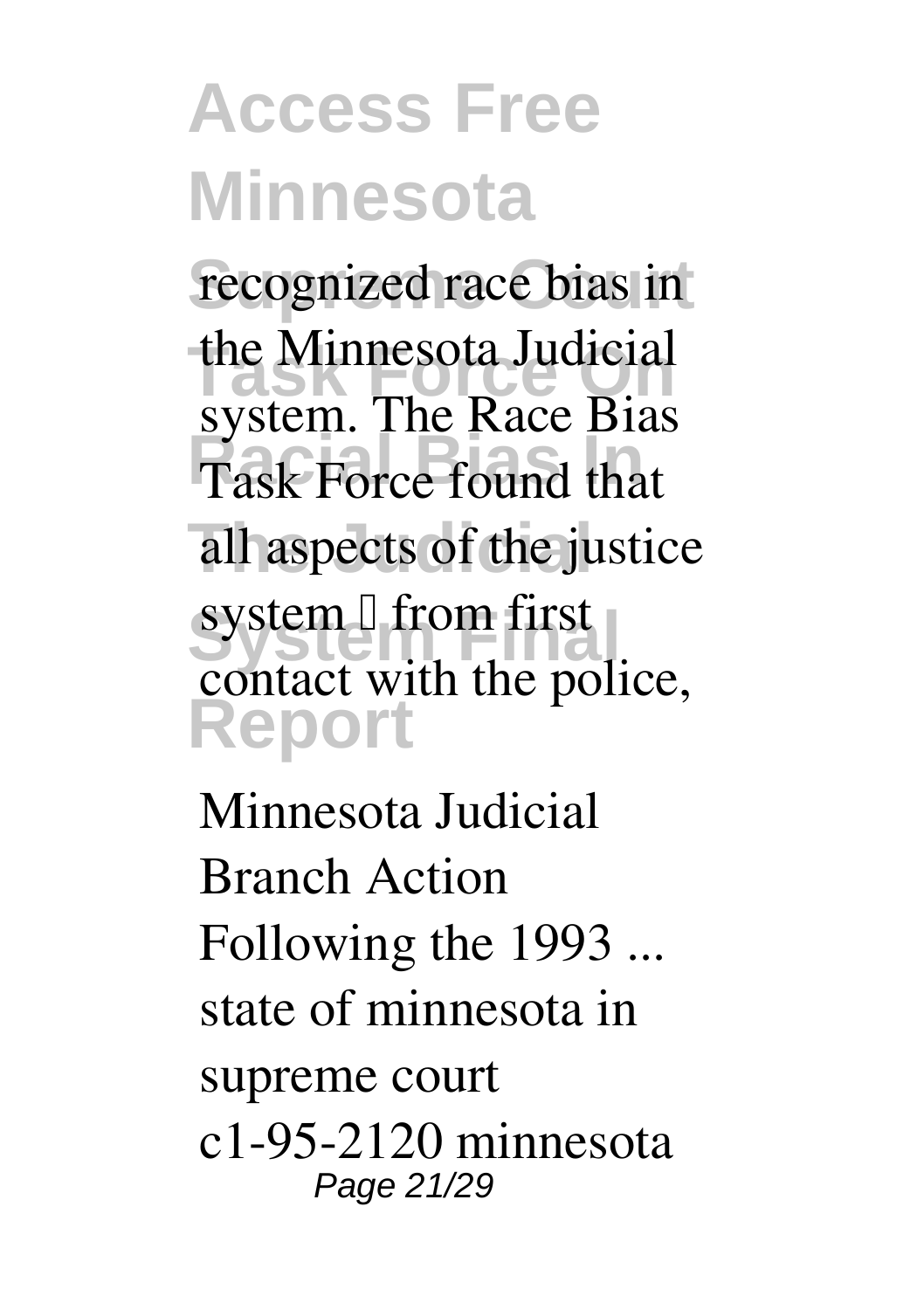recognized race bias in the Minnesota Judicial system. The Race Bias Task Force found that all aspects of the justice system – from first contact with the police,

Minnesota Judicial Branch Action Following the 1993 ...
state of minnesota in supreme court c1-95-2120 minnesota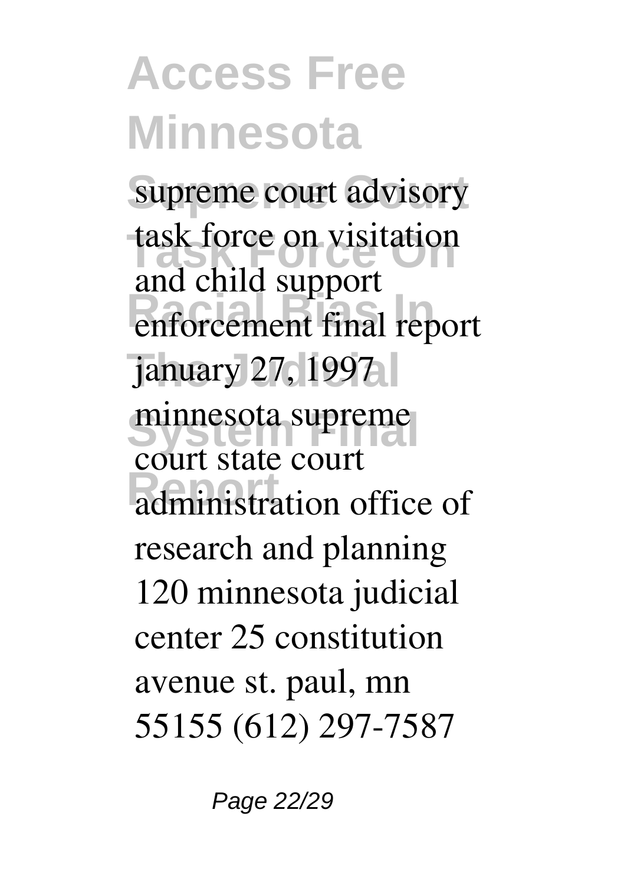supreme court advisory task force on visitation and child support enforcement final report january 27, 1997 minnesota supreme court state court administration office of research and planning 120 minnesota judicial center 25 constitution avenue st. paul, mn 55155 (612) 297-7587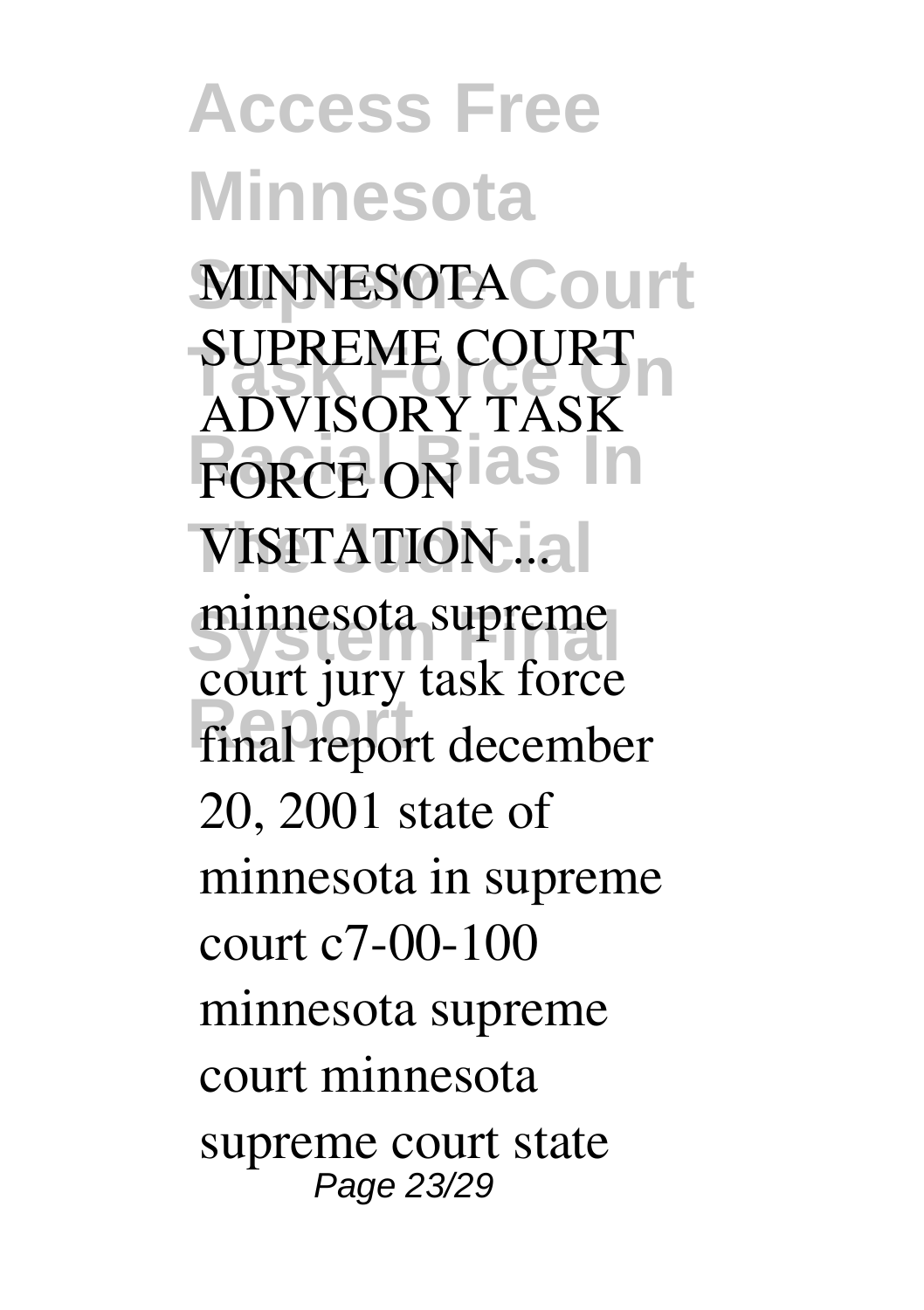**MINNESOTA SUPREME COURT ADVISORY TASK FORCE ON VISITATION ...**

minnesota supreme court jury task force final report december 20, 2001 state of minnesota in supreme court c7-00-100 minnesota supreme court minnesota supreme court state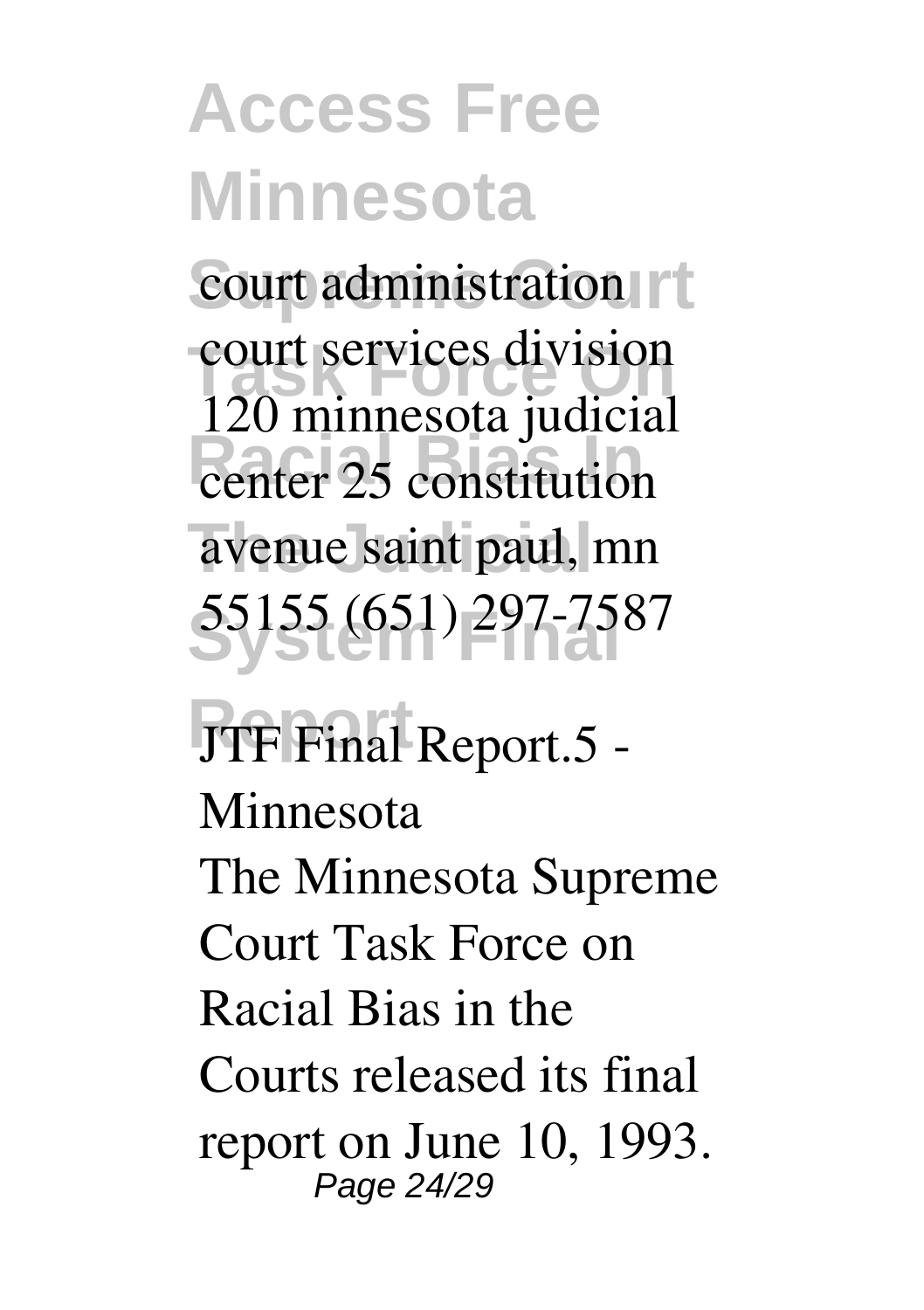court administration court services division 120 minnesota judicial center 25 constitution avenue saint paul, mn 55155 (651) 297-7587

**JTF Final Report.5 - Minnesota**

The Minnesota Supreme Court Task Force on Racial Bias in the Courts released its final report on June 10, 1993.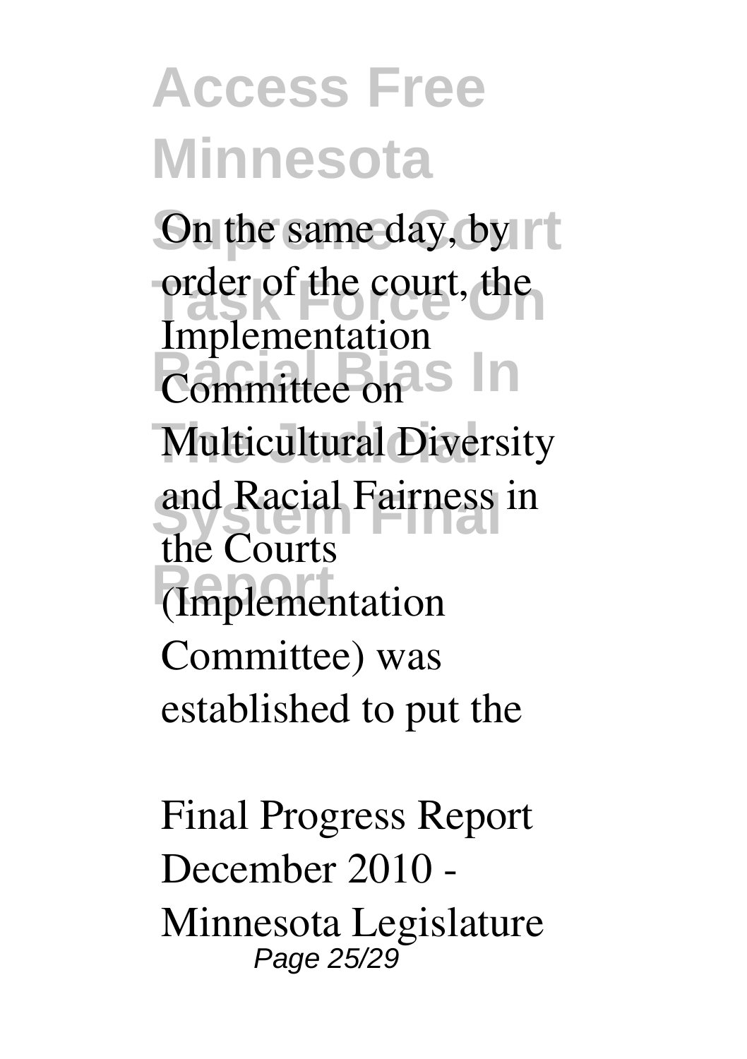On the same day, by order of the court, the Implementation Committee on Multicultural Diversity and Racial Fairness in the Courts (Implementation Committee) was established to put the

Final Progress Report December 2010 - Minnesota Legislature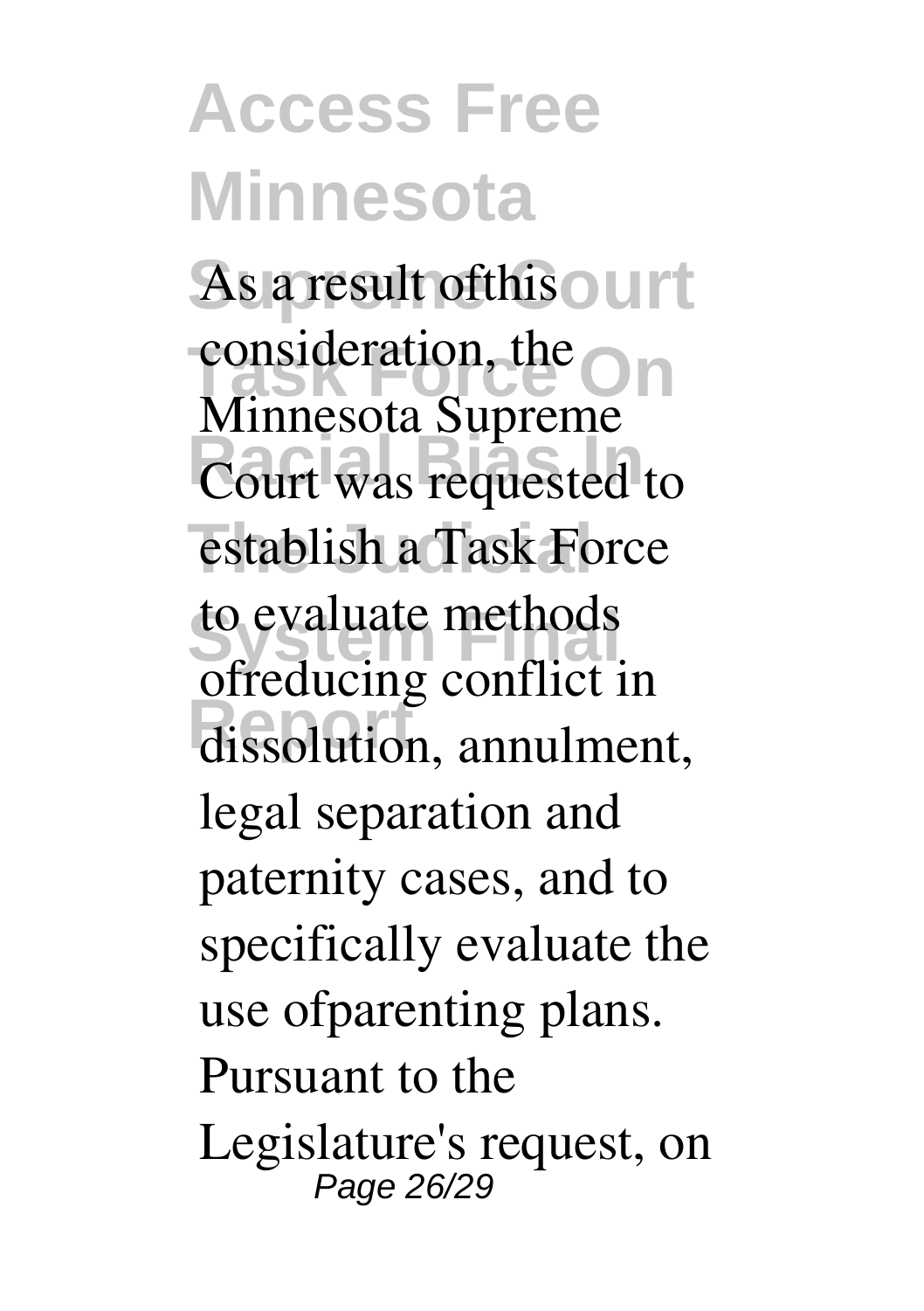As a result ofthis consideration, the Minnesota Supreme Court was requested to establish a Task Force to evaluate methods ofreducing conflict in dissolution, annulment, legal separation and paternity cases, and to specifically evaluate the use ofparenting plans. Pursuant to the Legislature's request, on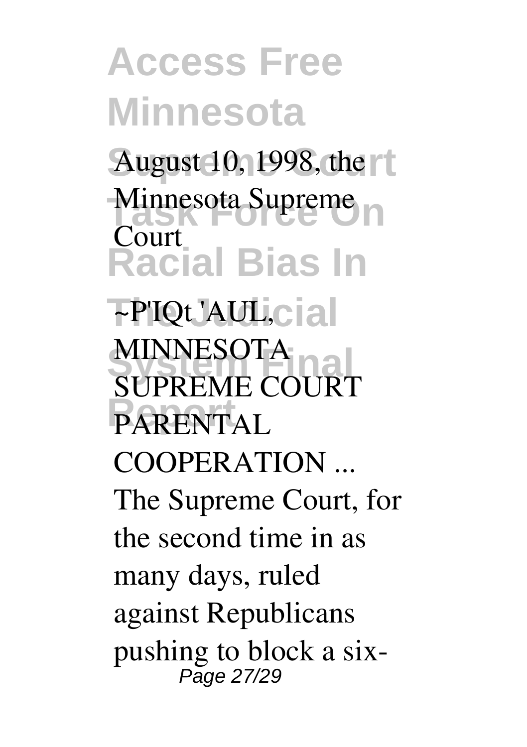August 10, 1998, the Minnesota Supreme Court

~P'IQt 'AUL, MINNESOTA SUPREME COURT PARENTAL COOPERATION ...

The Supreme Court, for the second time in as many days, ruled against Republicans pushing to block a six-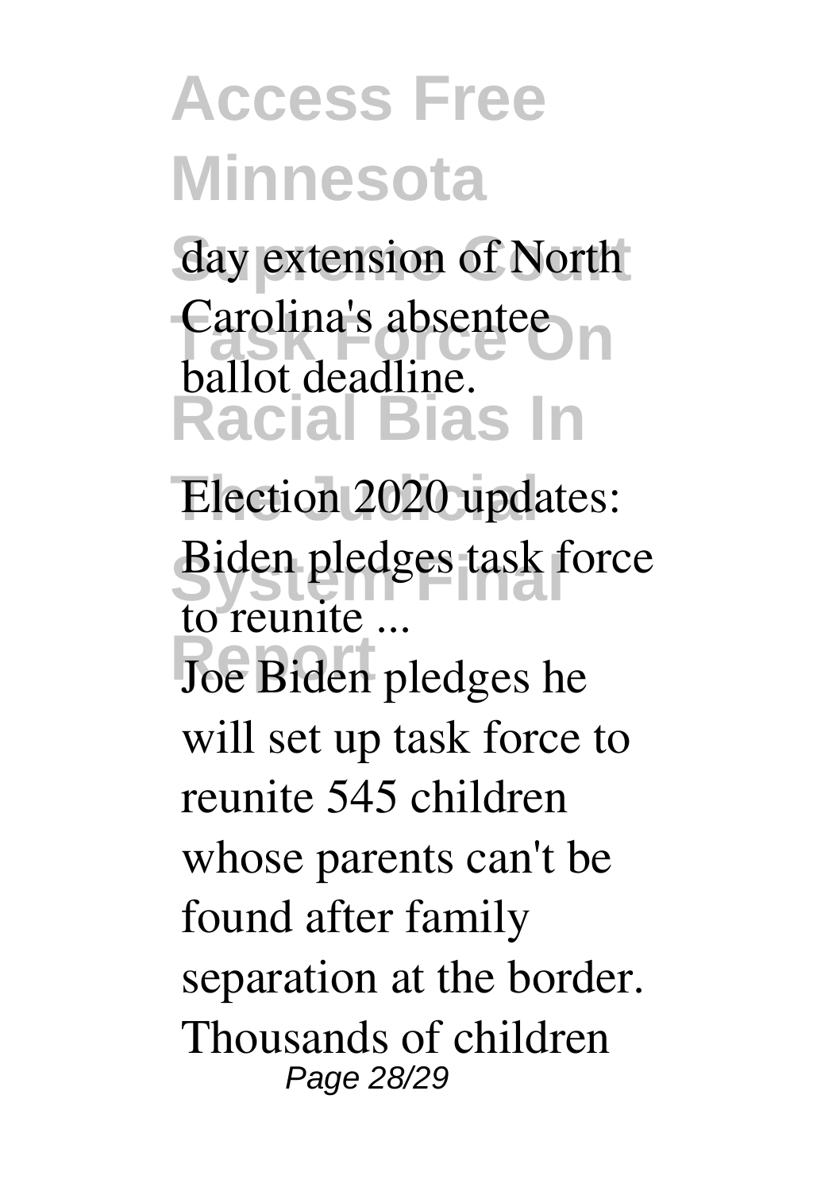day extension of North Carolina's absentee ballot deadline.

**Election 2020 updates: Biden pledges task force to reunite ...**

Joe Biden pledges he will set up task force to reunite 545 children whose parents can't be found after family separation at the border. Thousands of children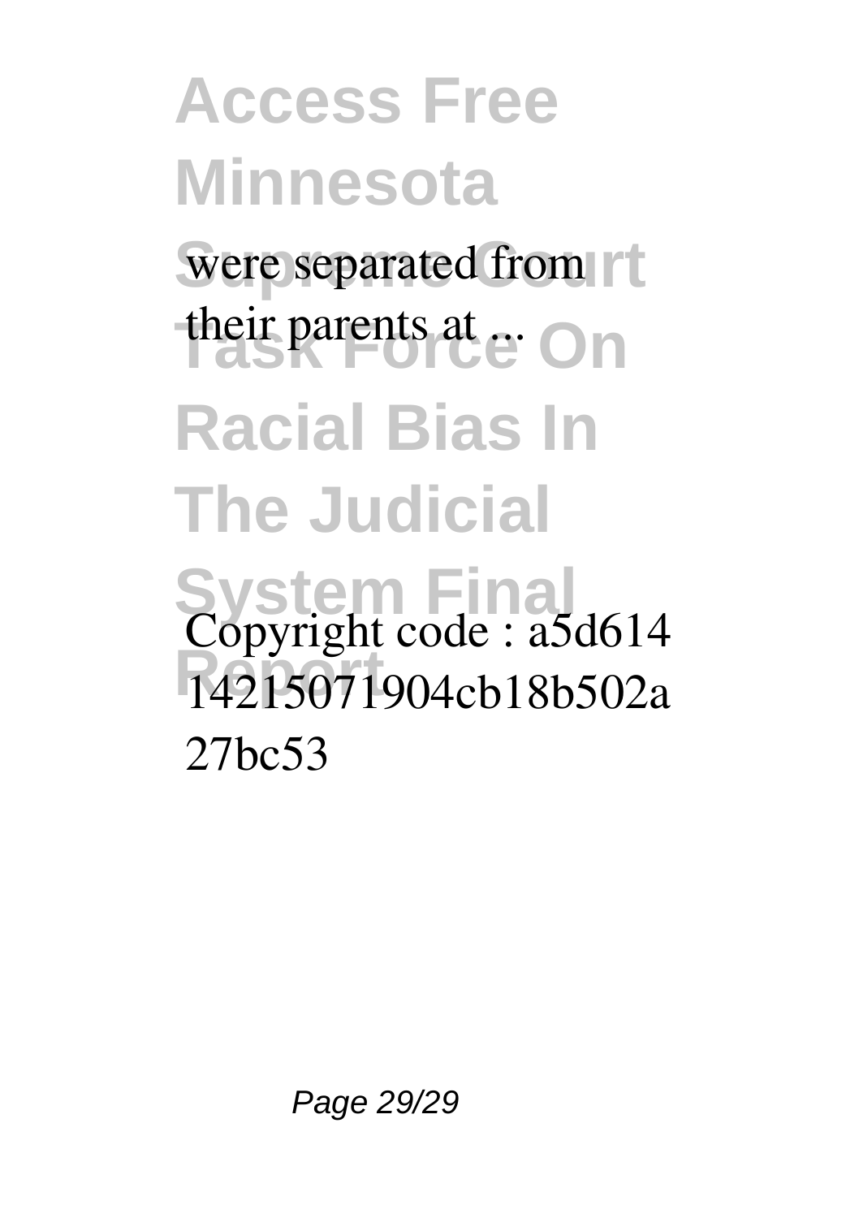were separated from their parents at ...

Copyright code : a5d61414215071904cb18b502a27bc53